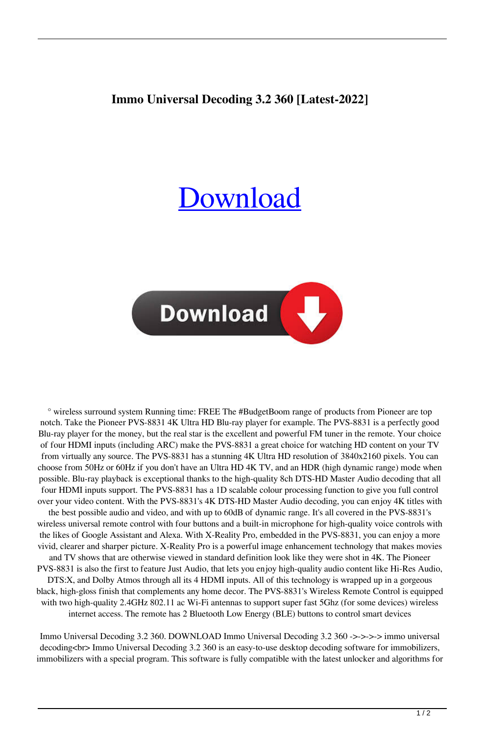**Immo Universal Decoding 3.2 360 [Latest-2022]**

# Download

° wireless surround system Running time: FREE The #BudgetBoom range of products from Pioneer are top notch. Take the Pioneer PVS-8831 4K Ultra HD Blu-ray player for example. The PVS-8831 is a perfectly good Blu-ray player for the money, but the real star is the excellent and powerful FM tuner in the remote. Your choice of four HDMI inputs (including ARC) make the PVS-8831 a great choice for watching HD content on your TV from virtually any source. The PVS-8831 has a stunning 4K Ultra HD resolution of 3840x2160 pixels. You can choose from 50Hz or 60Hz if you don't have an Ultra HD 4K TV, and an HDR (high dynamic range) mode when possible. Blu-ray playback is exceptional thanks to the high-quality 8ch DTS-HD Master Audio decoding that all four HDMI inputs support. The PVS-8831 has a 1D scalable colour processing function to give you full control over your video content. With the PVS-8831's 4K DTS-HD Master Audio decoding, you can enjoy 4K titles with the best possible audio and video, and with up to 60dB of dynamic range. It's all covered in the PVS-8831's wireless universal remote control with four buttons and a built-in microphone for high-quality voice controls with the likes of Google Assistant and Alexa. With X-Reality Pro, embedded in the PVS-8831, you can enjoy a more vivid, clearer and sharper picture. X-Reality Pro is a powerful image enhancement technology that makes movies and TV shows that are otherwise viewed in standard definition look like they were shot in 4K. The Pioneer PVS-8831 is also the first to feature Just Audio, that lets you enjoy high-quality audio content like Hi-Res Audio, DTS:X, and Dolby Atmos through all its 4 HDMI inputs. All of this technology is wrapped up in a gorgeous black, high-gloss finish that complements any home decor. The PVS-8831's Wireless Remote Control is equipped with two high-quality 2.4GHz 802.11 ac Wi-Fi antennas to support super fast 5Ghz (for some devices) wireless internet access. The remote has 2 Bluetooth Low Energy (BLE) buttons to control smart devices

Immo Universal Decoding 3.2 360. DOWNLOAD Immo Universal Decoding 3.2 360 ->->->-> immo universal decoding<br> Immo Universal Decoding 3.2 360 is an easy-to-use desktop decoding software for immobilizers, immobilizers with a special program. This software is fully compatible with the latest unlocker and algorithms for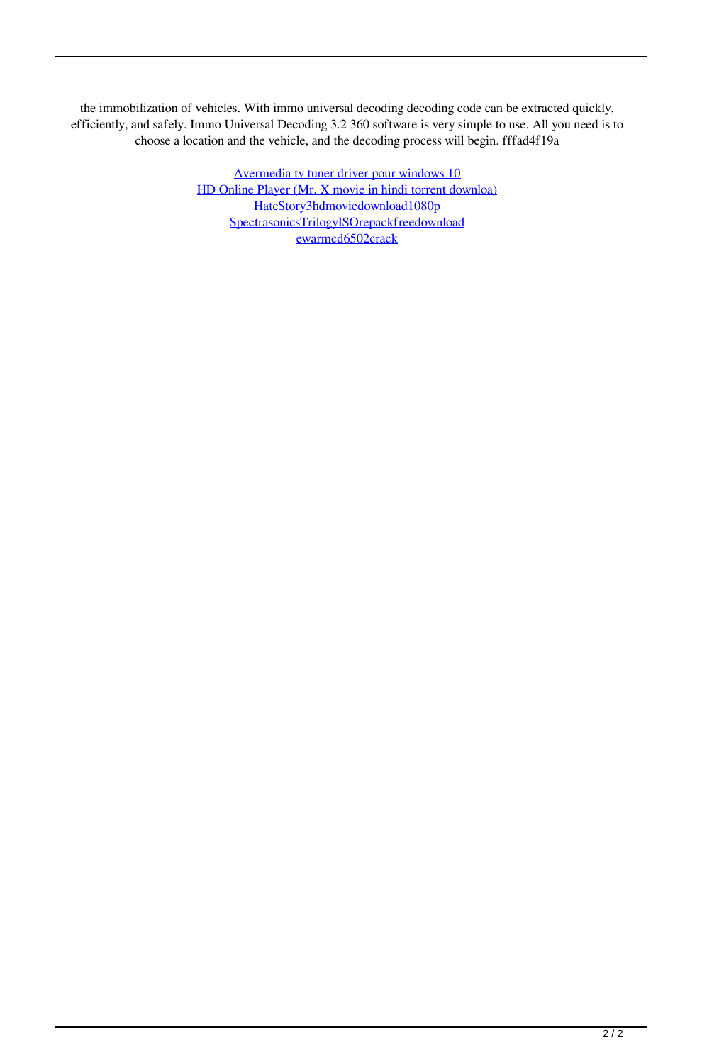the immobilization of vehicles. With immo universal decoding decoding code can be extracted quickly, efficiently, and safely. Immo Universal Decoding 3.2 360 software is very simple to use. All you need is to choose a location and the vehicle, and the decoding process will begin. fffad4f19a

Avermedia tv tuner driver pour windows 10
HD Online Player (Mr. X movie in hindi torrent downloa)
HateStory3hdmoviedownload1080p
SpectrasonicsTrilogyISOrepackfreedownload
ewarmcd6502crack